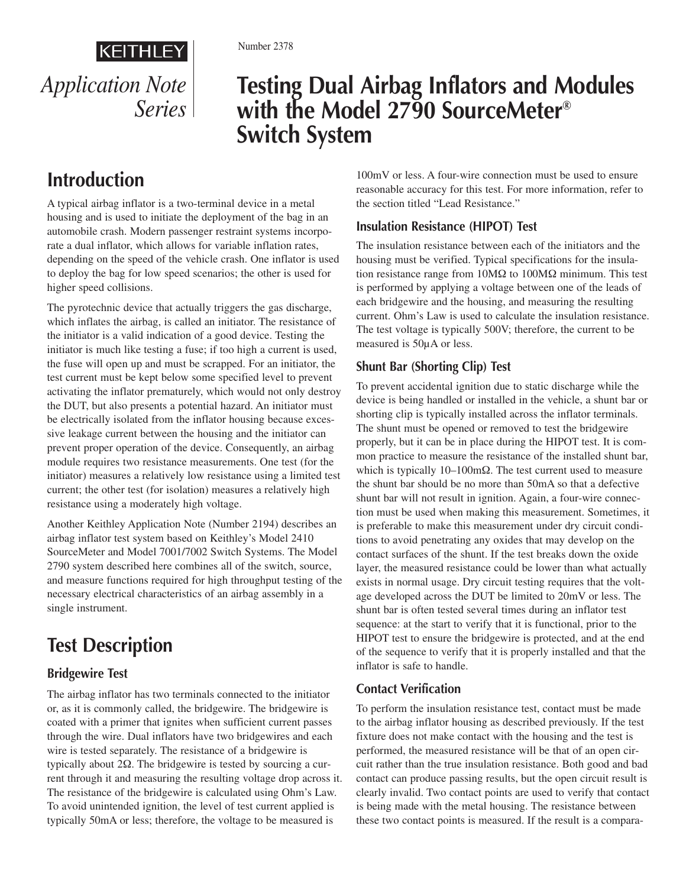KEITHLEY

*Application Note Series*

Number 2378

# Testing Dual Airbag Inflators and Modules with the Model 2790 SourceMeter® Switch System

## Introduction

A typical airbag inflator is a two-terminal device in a metal housing and is used to initiate the deployment of the bag in an automobile crash. Modern passenger restraint systems incorporate a dual inflator, which allows for variable inflation rates, depending on the speed of the vehicle crash. One inflator is used to deploy the bag for low speed scenarios; the other is used for higher speed collisions.

The pyrotechnic device that actually triggers the gas discharge, which inflates the airbag, is called an initiator. The resistance of the initiator is a valid indication of a good device. Testing the initiator is much like testing a fuse; if too high a current is used, the fuse will open up and must be scrapped. For an initiator, the test current must be kept below some specified level to prevent activating the inflator prematurely, which would not only destroy the DUT, but also presents a potential hazard. An initiator must be electrically isolated from the inflator housing because excessive leakage current between the housing and the initiator can prevent proper operation of the device. Consequently, an airbag module requires two resistance measurements. One test (for the initiator) measures a relatively low resistance using a limited test current; the other test (for isolation) measures a relatively high resistance using a moderately high voltage.

Another Keithley Application Note (Number 2194) describes an airbag inflator test system based on Keithley's Model 2410 SourceMeter and Model 7001/7002 Switch Systems. The Model 2790 system described here combines all of the switch, source, and measure functions required for high throughput testing of the necessary electrical characteristics of an airbag assembly in a single instrument.

## Test Description

### Bridgewire Test

The airbag inflator has two terminals connected to the initiator or, as it is commonly called, the bridgewire. The bridgewire is coated with a primer that ignites when sufficient current passes through the wire. Dual inflators have two bridgewires and each wire is tested separately. The resistance of a bridgewire is typically about 2Ω. The bridgewire is tested by sourcing a current through it and measuring the resulting voltage drop across it. The resistance of the bridgewire is calculated using Ohm's Law. To avoid unintended ignition, the level of test current applied is typically 50mA or less; therefore, the voltage to be measured is 100mV or less. A four-wire connection must be used to ensure reasonable accuracy for this test. For more information, refer to the section titled "Lead Resistance."

### Insulation Resistance (HIPOT) Test

The insulation resistance between each of the initiators and the housing must be verified. Typical specifications for the insulation resistance range from 10MΩ to 100MΩ minimum. This test is performed by applying a voltage between one of the leads of each bridgewire and the housing, and measuring the resulting current. Ohm's Law is used to calculate the insulation resistance. The test voltage is typically 500V; therefore, the current to be measured is 50µA or less.

### Shunt Bar (Shorting Clip) Test

To prevent accidental ignition due to static discharge while the device is being handled or installed in the vehicle, a shunt bar or shorting clip is typically installed across the inflator terminals. The shunt must be opened or removed to test the bridgewire properly, but it can be in place during the HIPOT test. It is common practice to measure the resistance of the installed shunt bar, which is typically 10–100mΩ. The test current used to measure the shunt bar should be no more than 50mA so that a defective shunt bar will not result in ignition. Again, a four-wire connection must be used when making this measurement. Sometimes, it is preferable to make this measurement under dry circuit conditions to avoid penetrating any oxides that may develop on the contact surfaces of the shunt. If the test breaks down the oxide layer, the measured resistance could be lower than what actually exists in normal usage. Dry circuit testing requires that the voltage developed across the DUT be limited to 20mV or less. The shunt bar is often tested several times during an inflator test sequence: at the start to verify that it is functional, prior to the HIPOT test to ensure the bridgewire is protected, and at the end of the sequence to verify that it is properly installed and that the inflator is safe to handle.

### Contact Verification

To perform the insulation resistance test, contact must be made to the airbag inflator housing as described previously. If the test fixture does not make contact with the housing and the test is performed, the measured resistance will be that of an open circuit rather than the true insulation resistance. Both good and bad contact can produce passing results, but the open circuit result is clearly invalid. Two contact points are used to verify that contact is being made with the metal housing. The resistance between these two contact points is measured. If the result is a compara-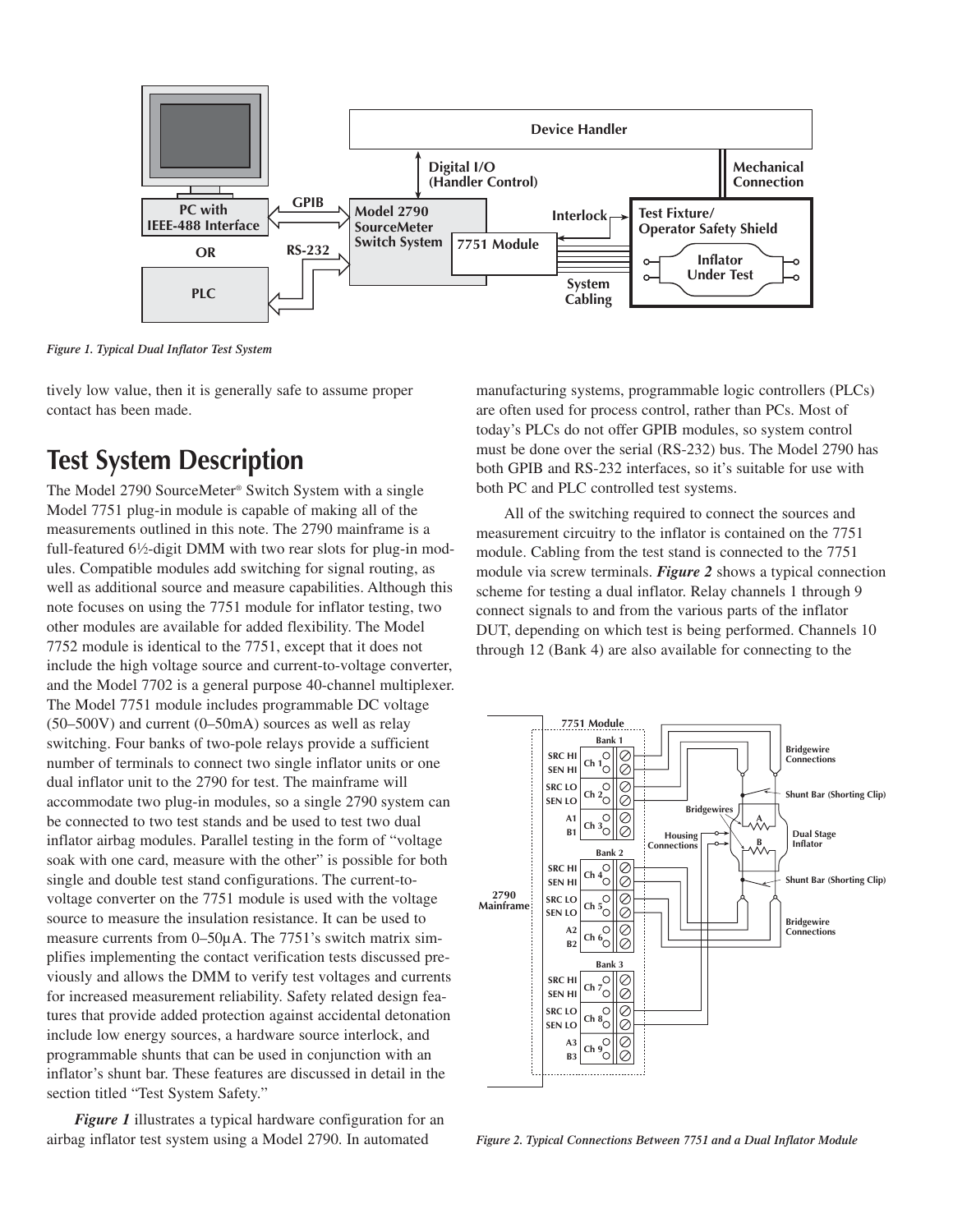*Figure 1. Typical Dual Inflator Test System*

tively low value, then it is generally safe to assume proper contact has been made.

# Test System Description

The Model 2790 SourceMeter® Switch System with a single Model 7751 plug-in module is capable of making all of the measurements outlined in this note. The 2790 mainframe is a full-featured 6½-digit DMM with two rear slots for plug-in modules. Compatible modules add switching for signal routing, as well as additional source and measure capabilities. Although this note focuses on using the 7751 module for inflator testing, two other modules are available for added flexibility. The Model 7752 module is identical to the 7751, except that it does not include the high voltage source and current-to-voltage converter, and the Model 7702 is a general purpose 40-channel multiplexer. The Model 7751 module includes programmable DC voltage (50–500V) and current (0–50mA) sources as well as relay switching. Four banks of two-pole relays provide a sufficient number of terminals to connect two single inflator units or one dual inflator unit to the 2790 for test. The mainframe will accommodate two plug-in modules, so a single 2790 system can be connected to two test stands and be used to test two dual inflator airbag modules. Parallel testing in the form of "voltage soak with one card, measure with the other" is possible for both single and double test stand configurations. The current-to-voltage converter on the 7751 module is used with the voltage source to measure the insulation resistance. It can be used to measure currents from 0–50μA. The 7751's switch matrix simplifies implementing the contact verification tests discussed previously and allows the DMM to verify test voltages and currents for increased measurement reliability. Safety related design features that provide added protection against accidental detonation include low energy sources, a hardware source interlock, and programmable shunts that can be used in conjunction with an inflator's shunt bar. These features are discussed in detail in the section titled "Test System Safety."

***Figure 1*** illustrates a typical hardware configuration for an airbag inflator test system using a Model 2790. In automated manufacturing systems, programmable logic controllers (PLCs) are often used for process control, rather than PCs. Most of today's PLCs do not offer GPIB modules, so system control must be done over the serial (RS-232) bus. The Model 2790 has both GPIB and RS-232 interfaces, so it's suitable for use with both PC and PLC controlled test systems.

All of the switching required to connect the sources and measurement circuitry to the inflator is contained on the 7751 module. Cabling from the test stand is connected to the 7751 module via screw terminals. ***Figure 2*** shows a typical connection scheme for testing a dual inflator. Relay channels 1 through 9 connect signals to and from the various parts of the inflator DUT, depending on which test is being performed. Channels 10 through 12 (Bank 4) are also available for connecting to the

*Figure 2. Typical Connections Between 7751 and a Dual Inflator Module*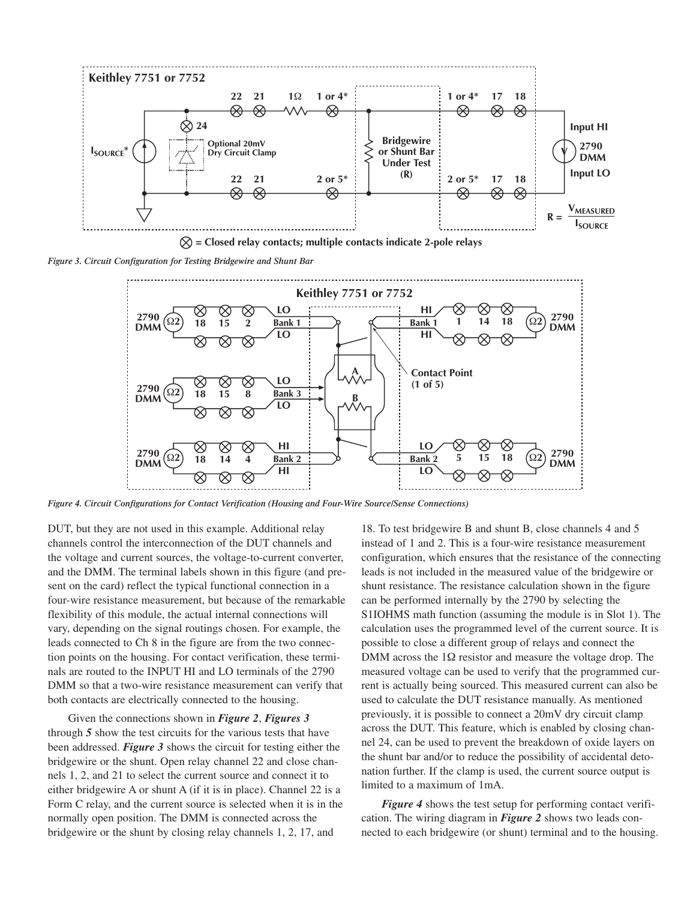*Figure 3. Circuit Configuration for Testing Bridgewire and Shunt Bar*

*Figure 4. Circuit Configurations for Contact Verification (Housing and Four-Wire Source/Sense Connections)*

DUT, but they are not used in this example. Additional relay channels control the interconnection of the DUT channels and the voltage and current sources, the voltage-to-current converter, and the DMM. The terminal labels shown in this figure (and present on the card) reflect the typical functional connection in a four-wire resistance measurement, but because of the remarkable flexibility of this module, the actual internal connections will vary, depending on the signal routings chosen. For example, the leads connected to Ch 8 in the figure are from the two connection points on the housing. For contact verification, these terminals are routed to the INPUT HI and LO terminals of the 2790 DMM so that a two-wire resistance measurement can verify that both contacts are electrically connected to the housing.

Given the connections shown in ***Figure 2***, ***Figures 3*** through ***5*** show the test circuits for the various tests that have been addressed. ***Figure 3*** shows the circuit for testing either the bridgewire or the shunt. Open relay channel 22 and close channels 1, 2, and 21 to select the current source and connect it to either bridgewire A or shunt A (if it is in place). Channel 22 is a Form C relay, and the current source is selected when it is in the normally open position. The DMM is connected across the bridgewire or the shunt by closing relay channels 1, 2, 17, and 18. To test bridgewire B and shunt B, close channels 4 and 5 instead of 1 and 2. This is a four-wire resistance measurement configuration, which ensures that the resistance of the connecting leads is not included in the measured value of the bridgewire or shunt resistance. The resistance calculation shown in the figure can be performed internally by the 2790 by selecting the S1IOHMS math function (assuming the module is in Slot 1). The calculation uses the programmed level of the current source. It is possible to close a different group of relays and connect the DMM across the 1Ω resistor and measure the voltage drop. The measured voltage can be used to verify that the programmed current is actually being sourced. This measured current can also be used to calculate the DUT resistance manually. As mentioned previously, it is possible to connect a 20mV dry circuit clamp across the DUT. This feature, which is enabled by closing channel 24, can be used to prevent the breakdown of oxide layers on the shunt bar and/or to reduce the possibility of accidental detonation further. If the clamp is used, the current source output is limited to a maximum of 1mA.

***Figure 4*** shows the test setup for performing contact verification. The wiring diagram in ***Figure 2*** shows two leads connected to each bridgewire (or shunt) terminal and to the housing.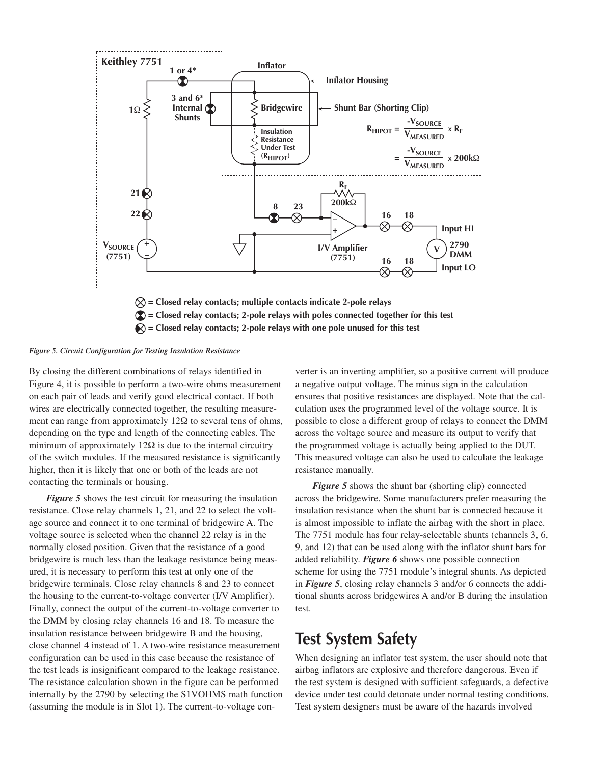*Figure 5. Circuit Configuration for Testing Insulation Resistance*

By closing the different combinations of relays identified in Figure 4, it is possible to perform a two-wire ohms measurement on each pair of leads and verify good electrical contact. If both wires are electrically connected together, the resulting measurement can range from approximately 12Ω to several tens of ohms, depending on the type and length of the connecting cables. The minimum of approximately 12Ω is due to the internal circuitry of the switch modules. If the measured resistance is significantly higher, then it is likely that one or both of the leads are not contacting the terminals or housing.

***Figure 5*** shows the test circuit for measuring the insulation resistance. Close relay channels 1, 21, and 22 to select the voltage source and connect it to one terminal of bridgewire A. The voltage source is selected when the channel 22 relay is in the normally closed position. Given that the resistance of a good bridgewire is much less than the leakage resistance being measured, it is necessary to perform this test at only one of the bridgewire terminals. Close relay channels 8 and 23 to connect the housing to the current-to-voltage converter (I/V Amplifier). Finally, connect the output of the current-to-voltage converter to the DMM by closing relay channels 16 and 18. To measure the insulation resistance between bridgewire B and the housing, close channel 4 instead of 1. A two-wire resistance measurement configuration can be used in this case because the resistance of the test leads is insignificant compared to the leakage resistance. The resistance calculation shown in the figure can be performed internally by the 2790 by selecting the S1VOHMS math function (assuming the module is in Slot 1). The current-to-voltage converter is an inverting amplifier, so a positive current will produce a negative output voltage. The minus sign in the calculation ensures that positive resistances are displayed. Note that the calculation uses the programmed level of the voltage source. It is possible to close a different group of relays to connect the DMM across the voltage source and measure its output to verify that the programmed voltage is actually being applied to the DUT. This measured voltage can also be used to calculate the leakage resistance manually.

***Figure 5*** shows the shunt bar (shorting clip) connected across the bridgewire. Some manufacturers prefer measuring the insulation resistance when the shunt bar is connected because it is almost impossible to inflate the airbag with the short in place. The 7751 module has four relay-selectable shunts (channels 3, 6, 9, and 12) that can be used along with the inflator shunt bars for added reliability. ***Figure 6*** shows one possible connection scheme for using the 7751 module's integral shunts. As depicted in ***Figure 5***, closing relay channels 3 and/or 6 connects the additional shunts across bridgewires A and/or B during the insulation test.

## Test System Safety

When designing an inflator test system, the user should note that airbag inflators are explosive and therefore dangerous. Even if the test system is designed with sufficient safeguards, a defective device under test could detonate under normal testing conditions. Test system designers must be aware of the hazards involved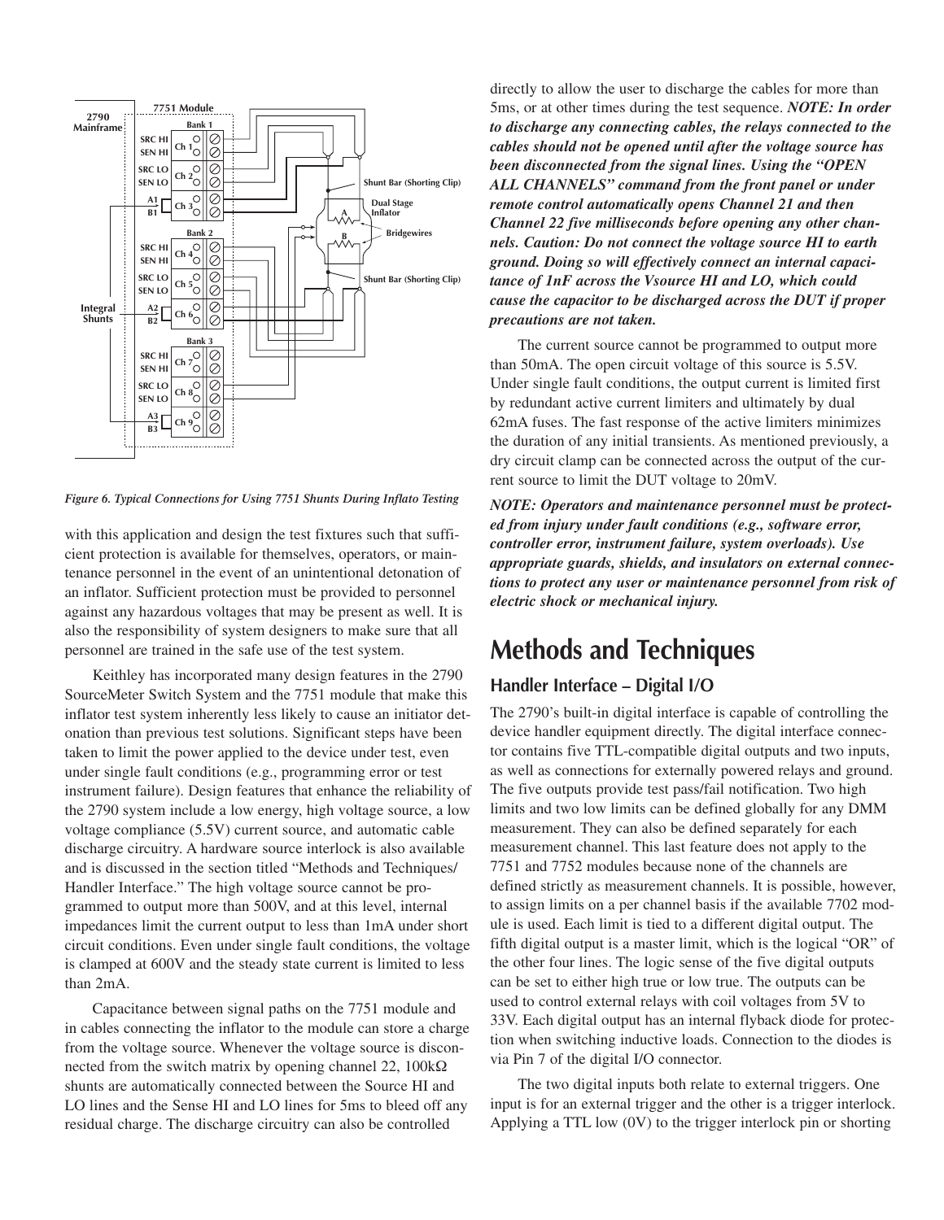Figure 6. Typical Connections for Using 7751 Shunts During Inflato Testing

with this application and design the test fixtures such that sufficient protection is available for themselves, operators, or maintenance personnel in the event of an unintentional detonation of an inflator. Sufficient protection must be provided to personnel against any hazardous voltages that may be present as well. It is also the responsibility of system designers to make sure that all personnel are trained in the safe use of the test system.

Keithley has incorporated many design features in the 2790 SourceMeter Switch System and the 7751 module that make this inflator test system inherently less likely to cause an initiator detonation than previous test solutions. Significant steps have been taken to limit the power applied to the device under test, even under single fault conditions (e.g., programming error or test instrument failure). Design features that enhance the reliability of the 2790 system include a low energy, high voltage source, a low voltage compliance (5.5V) current source, and automatic cable discharge circuitry. A hardware source interlock is also available and is discussed in the section titled "Methods and Techniques/ Handler Interface." The high voltage source cannot be programmed to output more than 500V, and at this level, internal impedances limit the current output to less than 1mA under short circuit conditions. Even under single fault conditions, the voltage is clamped at 600V and the steady state current is limited to less than 2mA.

Capacitance between signal paths on the 7751 module and in cables connecting the inflator to the module can store a charge from the voltage source. Whenever the voltage source is disconnected from the switch matrix by opening channel 22, 100kΩ shunts are automatically connected between the Source HI and LO lines and the Sense HI and LO lines for 5ms to bleed off any residual charge. The discharge circuitry can also be controlled directly to allow the user to discharge the cables for more than 5ms, or at other times during the test sequence. ***NOTE: In order to discharge any connecting cables, the relays connected to the cables should not be opened until after the voltage source has been disconnected from the signal lines. Using the "OPEN ALL CHANNELS" command from the front panel or under remote control automatically opens Channel 21 and then Channel 22 five milliseconds before opening any other channels. Caution: Do not connect the voltage source HI to earth ground. Doing so will effectively connect an internal capacitance of 1nF across the Vsource HI and LO, which could cause the capacitor to be discharged across the DUT if proper precautions are not taken.***

The current source cannot be programmed to output more than 50mA. The open circuit voltage of this source is 5.5V. Under single fault conditions, the output current is limited first by redundant active current limiters and ultimately by dual 62mA fuses. The fast response of the active limiters minimizes the duration of any initial transients. As mentioned previously, a dry circuit clamp can be connected across the output of the current source to limit the DUT voltage to 20mV.

***NOTE: Operators and maintenance personnel must be protected from injury under fault conditions (e.g., software error, controller error, instrument failure, system overloads). Use appropriate guards, shields, and insulators on external connections to protect any user or maintenance personnel from risk of electric shock or mechanical injury.***

# Methods and Techniques

## Handler Interface – Digital I/O

The 2790's built-in digital interface is capable of controlling the device handler equipment directly. The digital interface connector contains five TTL-compatible digital outputs and two inputs, as well as connections for externally powered relays and ground. The five outputs provide test pass/fail notification. Two high limits and two low limits can be defined globally for any DMM measurement. They can also be defined separately for each measurement channel. This last feature does not apply to the 7751 and 7752 modules because none of the channels are defined strictly as measurement channels. It is possible, however, to assign limits on a per channel basis if the available 7702 module is used. Each limit is tied to a different digital output. The fifth digital output is a master limit, which is the logical "OR" of the other four lines. The logic sense of the five digital outputs can be set to either high true or low true. The outputs can be used to control external relays with coil voltages from 5V to 33V. Each digital output has an internal flyback diode for protection when switching inductive loads. Connection to the diodes is via Pin 7 of the digital I/O connector.

The two digital inputs both relate to external triggers. One input is for an external trigger and the other is a trigger interlock. Applying a TTL low (0V) to the trigger interlock pin or shorting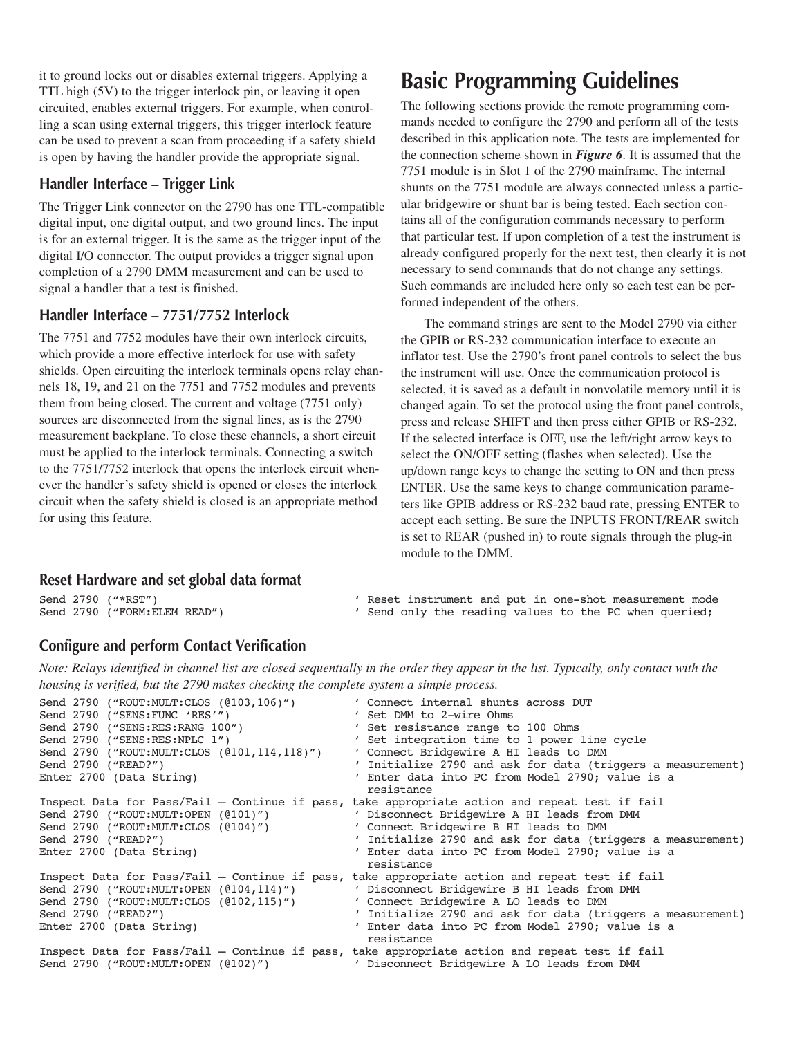it to ground locks out or disables external triggers. Applying a TTL high (5V) to the trigger interlock pin, or leaving it open circuited, enables external triggers. For example, when controlling a scan using external triggers, this trigger interlock feature can be used to prevent a scan from proceeding if a safety shield is open by having the handler provide the appropriate signal.

### Handler Interface – Trigger Link

The Trigger Link connector on the 2790 has one TTL-compatible digital input, one digital output, and two ground lines. The input is for an external trigger. It is the same as the trigger input of the digital I/O connector. The output provides a trigger signal upon completion of a 2790 DMM measurement and can be used to signal a handler that a test is finished.

### Handler Interface – 7751/7752 Interlock

The 7751 and 7752 modules have their own interlock circuits, which provide a more effective interlock for use with safety shields. Open circuiting the interlock terminals opens relay channels 18, 19, and 21 on the 7751 and 7752 modules and prevents them from being closed. The current and voltage (7751 only) sources are disconnected from the signal lines, as is the 2790 measurement backplane. To close these channels, a short circuit must be applied to the interlock terminals. Connecting a switch to the 7751/7752 interlock that opens the interlock circuit whenever the handler's safety shield is opened or closes the interlock circuit when the safety shield is closed is an appropriate method for using this feature.

## Basic Programming Guidelines

The following sections provide the remote programming commands needed to configure the 2790 and perform all of the tests described in this application note. The tests are implemented for the connection scheme shown in ***Figure 6***. It is assumed that the 7751 module is in Slot 1 of the 2790 mainframe. The internal shunts on the 7751 module are always connected unless a particular bridgewire or shunt bar is being tested. Each section contains all of the configuration commands necessary to perform that particular test. If upon completion of a test the instrument is already configured properly for the next test, then clearly it is not necessary to send commands that do not change any settings. Such commands are included here only so each test can be performed independent of the others.

The command strings are sent to the Model 2790 via either the GPIB or RS-232 communication interface to execute an inflator test. Use the 2790's front panel controls to select the bus the instrument will use. Once the communication protocol is selected, it is saved as a default in nonvolatile memory until it is changed again. To set the protocol using the front panel controls, press and release SHIFT and then press either GPIB or RS-232. If the selected interface is OFF, use the left/right arrow keys to select the ON/OFF setting (flashes when selected). Use the up/down range keys to change the setting to ON and then press ENTER. Use the same keys to change communication parameters like GPIB address or RS-232 baud rate, pressing ENTER to accept each setting. Be sure the INPUTS FRONT/REAR switch is set to REAR (pushed in) to route signals through the plug-in module to the DMM.

### Reset Hardware and set global data format

```
Send 2790 ("*RST")                              ' Reset instrument and put in one-shot measurement mode
Send 2790 ("FORM:ELEM READ")                    ' Send only the reading values to the PC when queried;
```

### Configure and perform Contact Verification

*Note: Relays identified in channel list are closed sequentially in the order they appear in the list. Typically, only contact with the housing is verified, but the 2790 makes checking the complete system a simple process.*

```
Send 2790 ("ROUT:MULT:CLOS (@103,106)")         ' Connect internal shunts across DUT
Send 2790 ("SENS:FUNC 'RES'")                   ' Set DMM to 2-wire Ohms
Send 2790 ("SENS:RES:RANG 100")                 ' Set resistance range to 100 Ohms
Send 2790 ("SENS:RES:NPLC 1")                   ' Set integration time to 1 power line cycle
Send 2790 ("ROUT:MULT:CLOS (@101,114,118)")     ' Connect Bridgewire A HI leads to DMM
Send 2790 ("READ?")                             ' Initialize 2790 and ask for data (triggers a measurement)
Enter 2700 (Data String)                        ' Enter data into PC from Model 2790; value is a
                                                  resistance
Inspect Data for Pass/Fail – Continue if pass, take appropriate action and repeat test if fail
Send 2790 ("ROUT:MULT:OPEN (@101)")             ' Disconnect Bridgewire A HI leads from DMM
Send 2790 ("ROUT:MULT:CLOS (@104)")             ' Connect Bridgewire B HI leads to DMM
Send 2790 ("READ?")                             ' Initialize 2790 and ask for data (triggers a measurement)
Enter 2700 (Data String)                        ' Enter data into PC from Model 2790; value is a
                                                  resistance
Inspect Data for Pass/Fail – Continue if pass, take appropriate action and repeat test if fail
Send 2790 ("ROUT:MULT:OPEN (@104,114)")         ' Disconnect Bridgewire B HI leads from DMM
Send 2790 ("ROUT:MULT:CLOS (@102,115)")         ' Connect Bridgewire A LO leads to DMM
Send 2790 ("READ?")                             ' Initialize 2790 and ask for data (triggers a measurement)
Enter 2700 (Data String)                        ' Enter data into PC from Model 2790; value is a
                                                  resistance
Inspect Data for Pass/Fail – Continue if pass, take appropriate action and repeat test if fail
Send 2790 ("ROUT:MULT:OPEN (@102)")             ' Disconnect Bridgewire A LO leads from DMM
```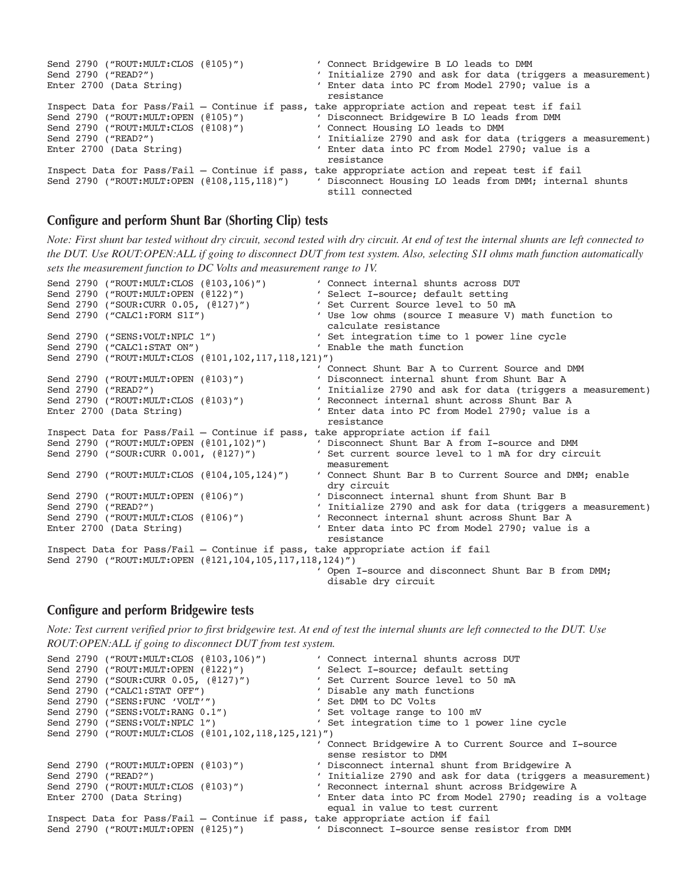```
Send 2790 ("ROUT:MULT:CLOS (@105)")            ' Connect Bridgewire B LO leads to DMM
Send 2790 ("READ?")                            ' Initialize 2790 and ask for data (triggers a measurement)
Enter 2700 (Data String)                       ' Enter data into PC from Model 2790; value is a
                                                 resistance
Inspect Data for Pass/Fail – Continue if pass, take appropriate action and repeat test if fail
Send 2790 ("ROUT:MULT:OPEN (@105)")            ' Disconnect Bridgewire B LO leads from DMM
Send 2790 ("ROUT:MULT:CLOS (@108)")            ' Connect Housing LO leads to DMM
Send 2790 ("READ?")                            ' Initialize 2790 and ask for data (triggers a measurement)
Enter 2700 (Data String)                       ' Enter data into PC from Model 2790; value is a
                                                 resistance
Inspect Data for Pass/Fail – Continue if pass, take appropriate action and repeat test if fail
Send 2790 ("ROUT:MULT:OPEN (@108,115,118)")    ' Disconnect Housing LO leads from DMM; internal shunts
                                                 still connected
```

## Configure and perform Shunt Bar (Shorting Clip) tests

*Note: First shunt bar tested without dry circuit, second tested with dry circuit. At end of test the internal shunts are left connected to the DUT. Use ROUT:OPEN:ALL if going to disconnect DUT from test system. Also, selecting S1I ohms math function automatically sets the measurement function to DC Volts and measurement range to 1V.*

```
Send 2790 ("ROUT:MULT:CLOS (@103,106)")        ' Connect internal shunts across DUT
Send 2790 ("ROUT:MULT:OPEN (@122)")            ' Select I-source; default setting
Send 2790 ("SOUR:CURR 0.05, (@127)")           ' Set Current Source level to 50 mA
Send 2790 ("CALC1:FORM S1I")                   ' Use low ohms (source I measure V) math function to
                                                 calculate resistance
Send 2790 ("SENS:VOLT:NPLC 1")                 ' Set integration time to 1 power line cycle
Send 2790 ("CALC1:STAT ON")                    ' Enable the math function
Send 2790 ("ROUT:MULT:CLOS (@101,102,117,118,121)")
                                               ' Connect Shunt Bar A to Current Source and DMM
Send 2790 ("ROUT:MULT:OPEN (@103)")            ' Disconnect internal shunt from Shunt Bar A
Send 2790 ("READ?")                            ' Initialize 2790 and ask for data (triggers a measurement)
Send 2790 ("ROUT:MULT:CLOS (@103)")            ' Reconnect internal shunt across Shunt Bar A
Enter 2700 (Data String)                       ' Enter data into PC from Model 2790; value is a
                                                 resistance
Inspect Data for Pass/Fail – Continue if pass, take appropriate action if fail
Send 2790 ("ROUT:MULT:OPEN (@101,102)")        ' Disconnect Shunt Bar A from I-source and DMM
Send 2790 ("SOUR:CURR 0.001, (@127)")          ' Set current source level to 1 mA for dry circuit
                                                 measurement
Send 2790 ("ROUT:MULT:CLOS (@104,105,124)")    ' Connect Shunt Bar B to Current Source and DMM; enable
                                                 dry circuit
Send 2790 ("ROUT:MULT:OPEN (@106)")            ' Disconnect internal shunt from Shunt Bar B
Send 2790 ("READ?")                            ' Initialize 2790 and ask for data (triggers a measurement)
Send 2790 ("ROUT:MULT:CLOS (@106)")            ' Reconnect internal shunt across Shunt Bar A
Enter 2700 (Data String)                       ' Enter data into PC from Model 2790; value is a
                                                 resistance
Inspect Data for Pass/Fail – Continue if pass, take appropriate action if fail
Send 2790 ("ROUT:MULT:OPEN (@121,104,105,117,118,124)")
                                               ' Open I-source and disconnect Shunt Bar B from DMM;
                                                 disable dry circuit
```

## Configure and perform Bridgewire tests

*Note: Test current verified prior to first bridgewire test. At end of test the internal shunts are left connected to the DUT. Use ROUT:OPEN:ALL if going to disconnect DUT from test system.*

```
Send 2790 ("ROUT:MULT:CLOS (@103,106)")        ' Connect internal shunts across DUT
Send 2790 ("ROUT:MULT:OPEN (@122)")            ' Select I-source; default setting
Send 2790 ("SOUR:CURR 0.05, (@127)")           ' Set Current Source level to 50 mA
Send 2790 ("CALC1:STAT OFF")                   ' Disable any math functions
Send 2790 ("SENS:FUNC 'VOLT'")                 ' Set DMM to DC Volts
Send 2790 ("SENS:VOLT:RANG 0.1")               ' Set voltage range to 100 mV
Send 2790 ("SENS:VOLT:NPLC 1")                 ' Set integration time to 1 power line cycle
Send 2790 ("ROUT:MULT:CLOS (@101,102,118,125,121)")
                                               ' Connect Bridgewire A to Current Source and I-source
                                                 sense resistor to DMM
Send 2790 ("ROUT:MULT:OPEN (@103)")            ' Disconnect internal shunt from Bridgewire A
Send 2790 ("READ?")                            ' Initialize 2790 and ask for data (triggers a measurement)
Send 2790 ("ROUT:MULT:CLOS (@103)")            ' Reconnect internal shunt across Bridgewire A
Enter 2700 (Data String)                       ' Enter data into PC from Model 2790; reading is a voltage
                                                 equal in value to test current
Inspect Data for Pass/Fail – Continue if pass, take appropriate action if fail
Send 2790 ("ROUT:MULT:OPEN (@125)")            ' Disconnect I-source sense resistor from DMM
```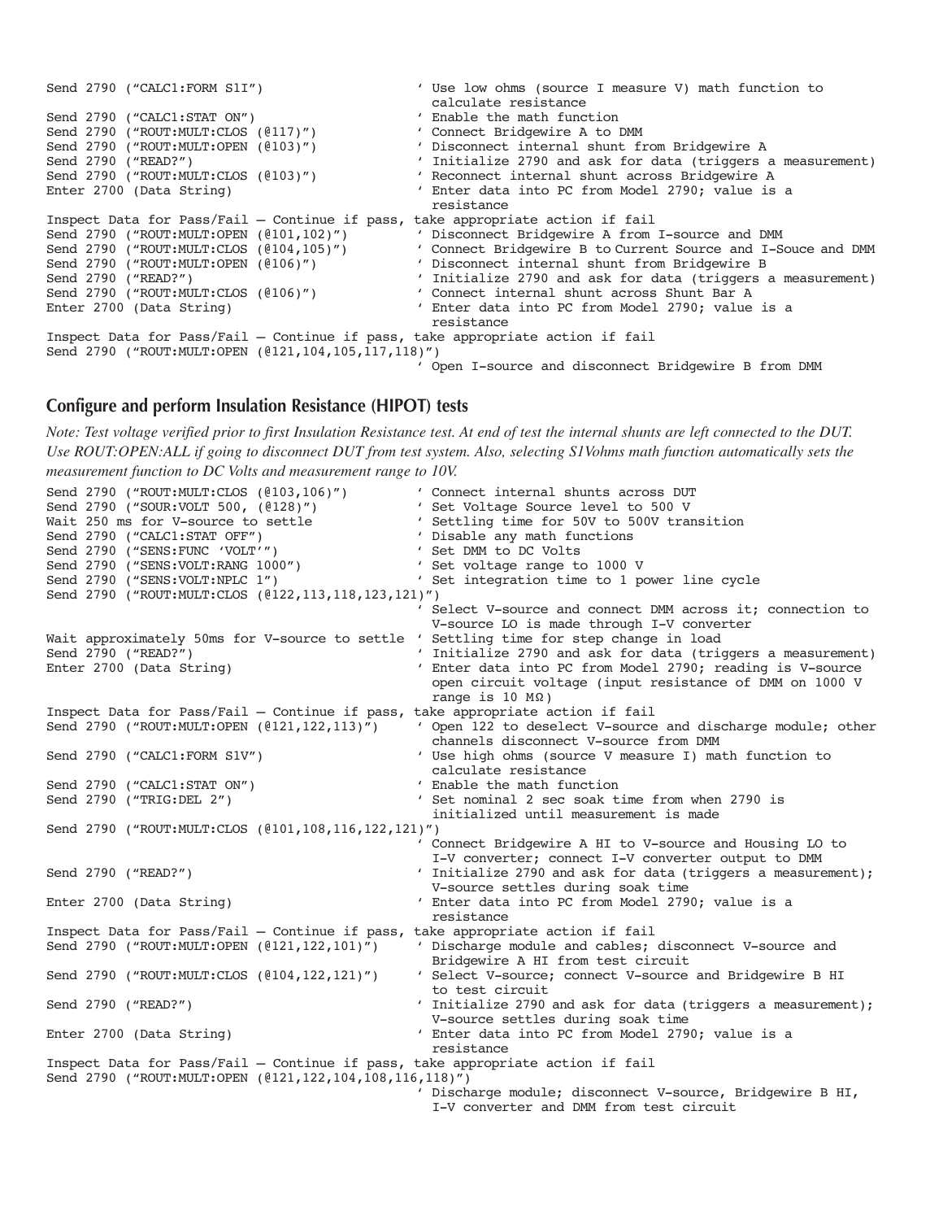```
Send 2790 ("CALC1:FORM S1I")                    ' Use low ohms (source I measure V) math function to
                                                  calculate resistance
Send 2790 ("CALC1:STAT ON")                     ' Enable the math function
Send 2790 ("ROUT:MULT:CLOS (@117)")             ' Connect Bridgewire A to DMM
Send 2790 ("ROUT:MULT:OPEN (@103)")             ' Disconnect internal shunt from Bridgewire A
Send 2790 ("READ?")                             ' Initialize 2790 and ask for data (triggers a measurement)
Send 2790 ("ROUT:MULT:CLOS (@103)")             ' Reconnect internal shunt across Bridgewire A
Enter 2700 (Data String)                        ' Enter data into PC from Model 2790; value is a
                                                  resistance
Inspect Data for Pass/Fail – Continue if pass, take appropriate action if fail
Send 2790 ("ROUT:MULT:OPEN (@101,102)")         ' Disconnect Bridgewire A from I-source and DMM
Send 2790 ("ROUT:MULT:CLOS (@104,105)")         ' Connect Bridgewire B to Current Source and I-Souce and DMM
Send 2790 ("ROUT:MULT:OPEN (@106)")             ' Disconnect internal shunt from Bridgewire B
Send 2790 ("READ?")                             ' Initialize 2790 and ask for data (triggers a measurement)
Send 2790 ("ROUT:MULT:CLOS (@106)")             ' Connect internal shunt across Shunt Bar A
Enter 2700 (Data String)                        ' Enter data into PC from Model 2790; value is a
                                                  resistance
Inspect Data for Pass/Fail – Continue if pass, take appropriate action if fail
Send 2790 ("ROUT:MULT:OPEN (@121,104,105,117,118)")
                                                ' Open I-source and disconnect Bridgewire B from DMM
```

## Configure and perform Insulation Resistance (HIPOT) tests

*Note: Test voltage verified prior to first Insulation Resistance test. At end of test the internal shunts are left connected to the DUT. Use ROUT:OPEN:ALL if going to disconnect DUT from test system. Also, selecting S1Vohms math function automatically sets the measurement function to DC Volts and measurement range to 10V.*

```
Send 2790 ("ROUT:MULT:CLOS (@103,106)")         ' Connect internal shunts across DUT
Send 2790 ("SOUR:VOLT 500, (@128)")             ' Set Voltage Source level to 500 V
Wait 250 ms for V-source to settle              ' Settling time for 50V to 500V transition
Send 2790 ("CALC1:STAT OFF")                    ' Disable any math functions
Send 2790 ("SENS:FUNC 'VOLT'")                  ' Set DMM to DC Volts
Send 2790 ("SENS:VOLT:RANG 1000")               ' Set voltage range to 1000 V
Send 2790 ("SENS:VOLT:NPLC 1")                  ' Set integration time to 1 power line cycle
Send 2790 ("ROUT:MULT:CLOS (@122,113,118,123,121)")
                                                ' Select V-source and connect DMM across it; connection to
                                                  V-source LO is made through I-V converter
Wait approximately 50ms for V-source to settle  ' Settling time for step change in load
Send 2790 ("READ?")                             ' Initialize 2790 and ask for data (triggers a measurement)
Enter 2700 (Data String)                        ' Enter data into PC from Model 2790; reading is V-source
                                                  open circuit voltage (input resistance of DMM on 1000 V
                                                  range is 10 MΩ)
Inspect Data for Pass/Fail – Continue if pass, take appropriate action if fail
Send 2790 ("ROUT:MULT:OPEN (@121,122,113)")     ' Open 122 to deselect V-source and discharge module; other
                                                  channels disconnect V-source from DMM
Send 2790 ("CALC1:FORM S1V")                    ' Use high ohms (source V measure I) math function to
                                                  calculate resistance
Send 2790 ("CALC1:STAT ON")                     ' Enable the math function
Send 2790 ("TRIG:DEL 2")                        ' Set nominal 2 sec soak time from when 2790 is
                                                  initialized until measurement is made
Send 2790 ("ROUT:MULT:CLOS (@101,108,116,122,121)")
                                                ' Connect Bridgewire A HI to V-source and Housing LO to
                                                  I-V converter; connect I-V converter output to DMM
Send 2790 ("READ?")                             ' Initialize 2790 and ask for data (triggers a measurement);
                                                  V-source settles during soak time
Enter 2700 (Data String)                        ' Enter data into PC from Model 2790; value is a
                                                  resistance
Inspect Data for Pass/Fail – Continue if pass, take appropriate action if fail
Send 2790 ("ROUT:MULT:OPEN (@121,122,101)")     ' Discharge module and cables; disconnect V-source and
                                                  Bridgewire A HI from test circuit
Send 2790 ("ROUT:MULT:CLOS (@104,122,121)")     ' Select V-source; connect V-source and Bridgewire B HI
                                                  to test circuit
Send 2790 ("READ?")                             ' Initialize 2790 and ask for data (triggers a measurement);
                                                  V-source settles during soak time
Enter 2700 (Data String)                        ' Enter data into PC from Model 2790; value is a
                                                  resistance
Inspect Data for Pass/Fail – Continue if pass, take appropriate action if fail
Send 2790 ("ROUT:MULT:OPEN (@121,122,104,108,116,118)")
                                                ' Discharge module; disconnect V-source, Bridgewire B HI,
                                                  I-V converter and DMM from test circuit
```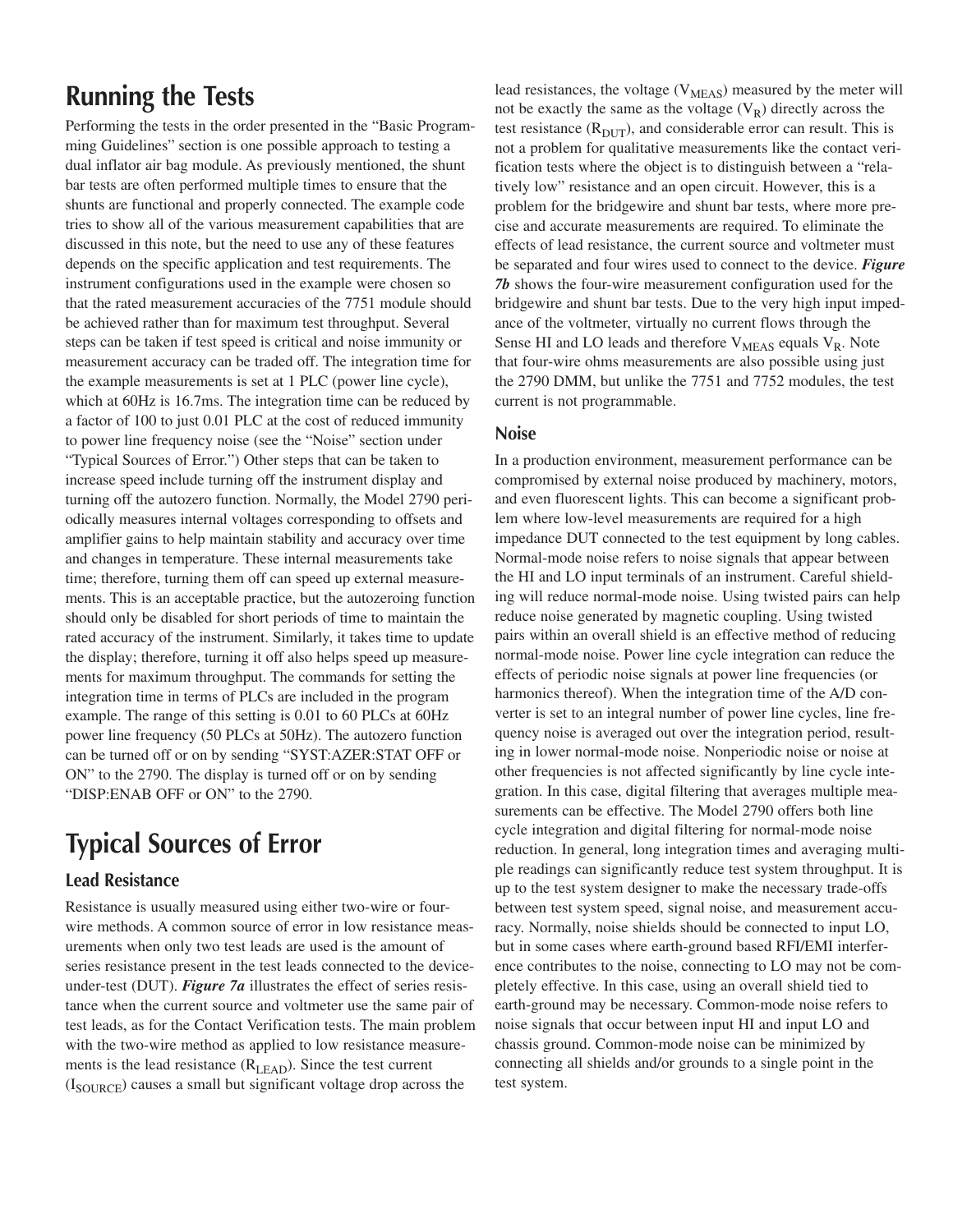## Running the Tests

Performing the tests in the order presented in the "Basic Programming Guidelines" section is one possible approach to testing a dual inflator air bag module. As previously mentioned, the shunt bar tests are often performed multiple times to ensure that the shunts are functional and properly connected. The example code tries to show all of the various measurement capabilities that are discussed in this note, but the need to use any of these features depends on the specific application and test requirements. The instrument configurations used in the example were chosen so that the rated measurement accuracies of the 7751 module should be achieved rather than for maximum test throughput. Several steps can be taken if test speed is critical and noise immunity or measurement accuracy can be traded off. The integration time for the example measurements is set at 1 PLC (power line cycle), which at 60Hz is 16.7ms. The integration time can be reduced by a factor of 100 to just 0.01 PLC at the cost of reduced immunity to power line frequency noise (see the "Noise" section under "Typical Sources of Error.") Other steps that can be taken to increase speed include turning off the instrument display and turning off the autozero function. Normally, the Model 2790 periodically measures internal voltages corresponding to offsets and amplifier gains to help maintain stability and accuracy over time and changes in temperature. These internal measurements take time; therefore, turning them off can speed up external measurements. This is an acceptable practice, but the autozeroing function should only be disabled for short periods of time to maintain the rated accuracy of the instrument. Similarly, it takes time to update the display; therefore, turning it off also helps speed up measurements for maximum throughput. The commands for setting the integration time in terms of PLCs are included in the program example. The range of this setting is 0.01 to 60 PLCs at 60Hz power line frequency (50 PLCs at 50Hz). The autozero function can be turned off or on by sending "SYST:AZER:STAT OFF or ON" to the 2790. The display is turned off or on by sending "DISP:ENAB OFF or ON" to the 2790.

## Typical Sources of Error

### Lead Resistance

Resistance is usually measured using either two-wire or four-wire methods. A common source of error in low resistance measurements when only two test leads are used is the amount of series resistance present in the test leads connected to the device-under-test (DUT). ***Figure 7a*** illustrates the effect of series resistance when the current source and voltmeter use the same pair of test leads, as for the Contact Verification tests. The main problem with the two-wire method as applied to low resistance measurements is the lead resistance ($R_{LEAD}$). Since the test current ($I_{SOURCE}$) causes a small but significant voltage drop across the lead resistances, the voltage ($V_{MEAS}$) measured by the meter will not be exactly the same as the voltage ($V_R$) directly across the test resistance ($R_{DUT}$), and considerable error can result. This is not a problem for qualitative measurements like the contact verification tests where the object is to distinguish between a "relatively low" resistance and an open circuit. However, this is a problem for the bridgewire and shunt bar tests, where more precise and accurate measurements are required. To eliminate the effects of lead resistance, the current source and voltmeter must be separated and four wires used to connect to the device. ***Figure 7b*** shows the four-wire measurement configuration used for the bridgewire and shunt bar tests. Due to the very high input impedance of the voltmeter, virtually no current flows through the Sense HI and LO leads and therefore $V_{MEAS}$ equals $V_R$. Note that four-wire ohms measurements are also possible using just the 2790 DMM, but unlike the 7751 and 7752 modules, the test current is not programmable.

### Noise

In a production environment, measurement performance can be compromised by external noise produced by machinery, motors, and even fluorescent lights. This can become a significant problem where low-level measurements are required for a high impedance DUT connected to the test equipment by long cables. Normal-mode noise refers to noise signals that appear between the HI and LO input terminals of an instrument. Careful shielding will reduce normal-mode noise. Using twisted pairs can help reduce noise generated by magnetic coupling. Using twisted pairs within an overall shield is an effective method of reducing normal-mode noise. Power line cycle integration can reduce the effects of periodic noise signals at power line frequencies (or harmonics thereof). When the integration time of the A/D converter is set to an integral number of power line cycles, line frequency noise is averaged out over the integration period, resulting in lower normal-mode noise. Nonperiodic noise or noise at other frequencies is not affected significantly by line cycle integration. In this case, digital filtering that averages multiple measurements can be effective. The Model 2790 offers both line cycle integration and digital filtering for normal-mode noise reduction. In general, long integration times and averaging multiple readings can significantly reduce test system throughput. It is up to the test system designer to make the necessary trade-offs between test system speed, signal noise, and measurement accuracy. Normally, noise shields should be connected to input LO, but in some cases where earth-ground based RFI/EMI interference contributes to the noise, connecting to LO may not be completely effective. In this case, using an overall shield tied to earth-ground may be necessary. Common-mode noise refers to noise signals that occur between input HI and input LO and chassis ground. Common-mode noise can be minimized by connecting all shields and/or grounds to a single point in the test system.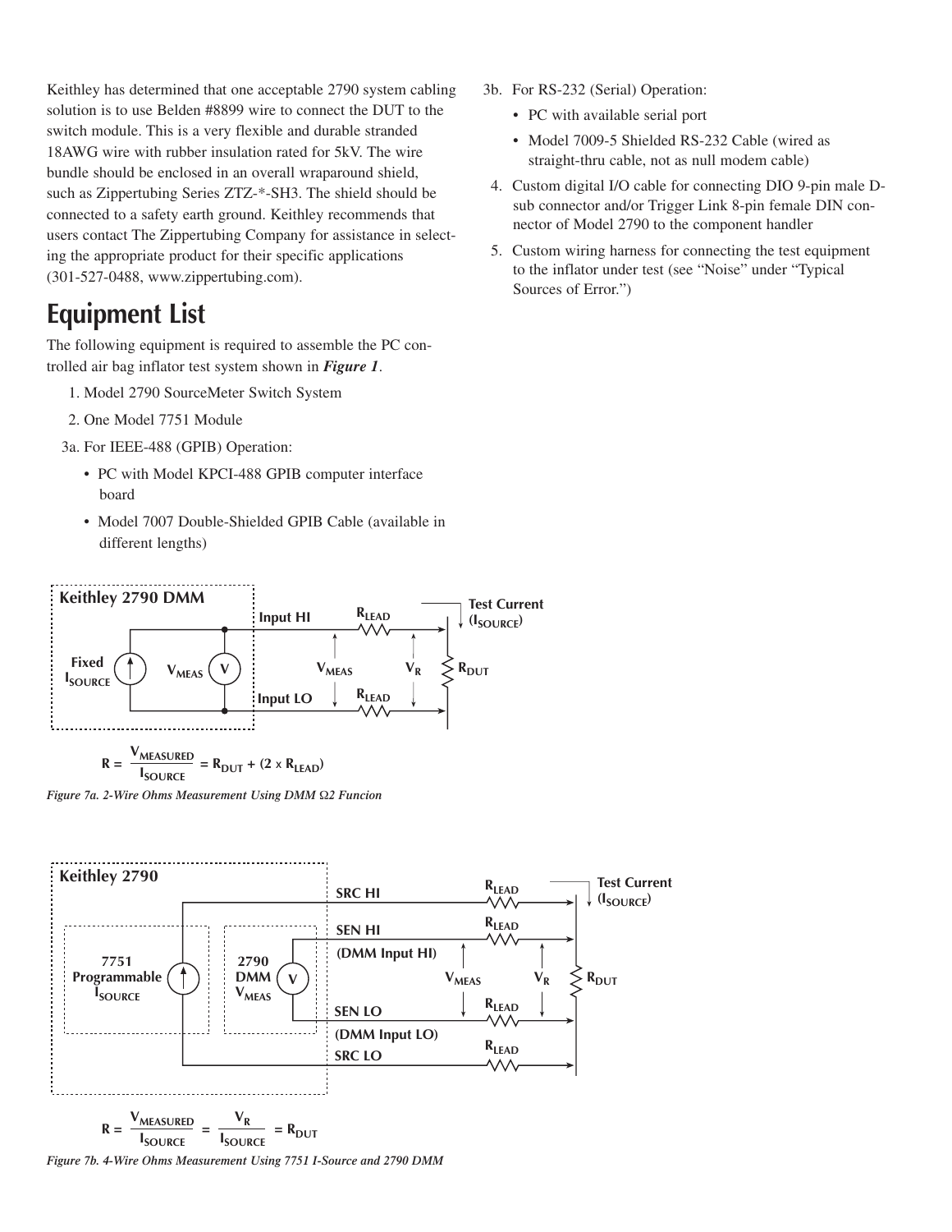Keithley has determined that one acceptable 2790 system cabling solution is to use Belden #8899 wire to connect the DUT to the switch module. This is a very flexible and durable stranded 18AWG wire with rubber insulation rated for 5kV. The wire bundle should be enclosed in an overall wraparound shield, such as Zippertubing Series ZTZ-*-SH3. The shield should be connected to a safety earth ground. Keithley recommends that users contact The Zippertubing Company for assistance in selecting the appropriate product for their specific applications (301-527-0488, www.zippertubing.com).

## Equipment List

The following equipment is required to assemble the PC controlled air bag inflator test system shown in ***Figure 1***.

1. Model 2790 SourceMeter Switch System
2. One Model 7751 Module

3a. For IEEE-488 (GPIB) Operation:

- PC with Model KPCI-488 GPIB computer interface board
- Model 7007 Double-Shielded GPIB Cable (available in different lengths)

3b. For RS-232 (Serial) Operation:

- PC with available serial port
- Model 7009-5 Shielded RS-232 Cable (wired as straight-thru cable, not as null modem cable)

4. Custom digital I/O cable for connecting DIO 9-pin male D-sub connector and/or Trigger Link 8-pin female DIN connector of Model 2790 to the component handler
5. Custom wiring harness for connecting the test equipment to the inflator under test (see “Noise” under “Typical Sources of Error.”)

Keithley 2790 DMM — Fixed $I_{SOURCE}$, $V_{MEAS}$, Input HI, Input LO, $R_{LEAD}$, $V_R$, $R_{DUT}$, Test Current ($I_{SOURCE}$)

$$R = \frac{V_{MEASURED}}{I_{SOURCE}} = R_{DUT} + (2 \times R_{LEAD})$$

*Figure 7a. 2-Wire Ohms Measurement Using DMM Ω2 Funcion*

Keithley 2790 — 7751 Programmable $I_{SOURCE}$, 2790 DMM $V_{MEAS}$, SRC HI, SEN HI (DMM Input HI), SEN LO (DMM Input LO), SRC LO, $R_{LEAD}$, $V_{MEAS}$, $V_R$, $R_{DUT}$, Test Current ($I_{SOURCE}$)

$$R = \frac{V_{MEASURED}}{I_{SOURCE}} = \frac{V_R}{I_{SOURCE}} = R_{DUT}$$

*Figure 7b. 4-Wire Ohms Measurement Using 7751 I-Source and 2790 DMM*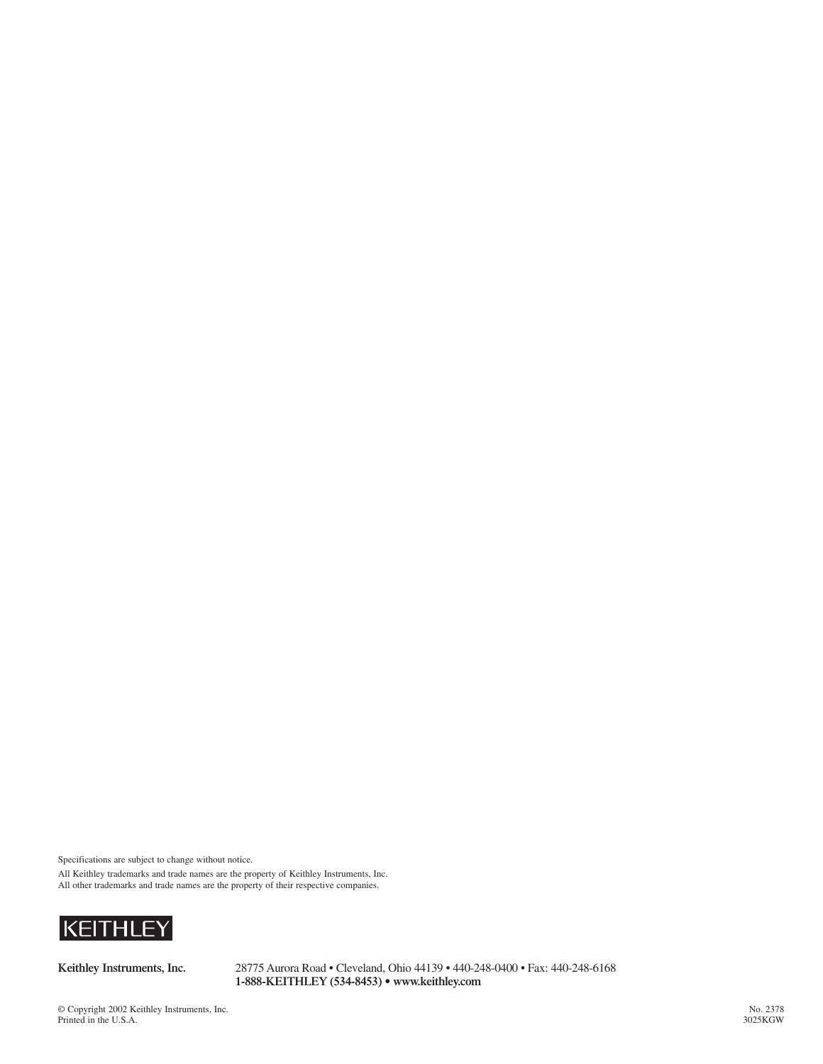Specifications are subject to change without notice.

All Keithley trademarks and trade names are the property of Keithley Instruments, Inc.
All other trademarks and trade names are the property of their respective companies.

KEITHLEY

**Keithley Instruments, Inc.** 28775 Aurora Road • Cleveland, Ohio 44139 • 440-248-0400 • Fax: 440-248-6168
**1-888-KEITHLEY (534-8453) • www.keithley.com**

© Copyright 2002 Keithley Instruments, Inc.
Printed in the U.S.A.

No. 2378
3025KGW